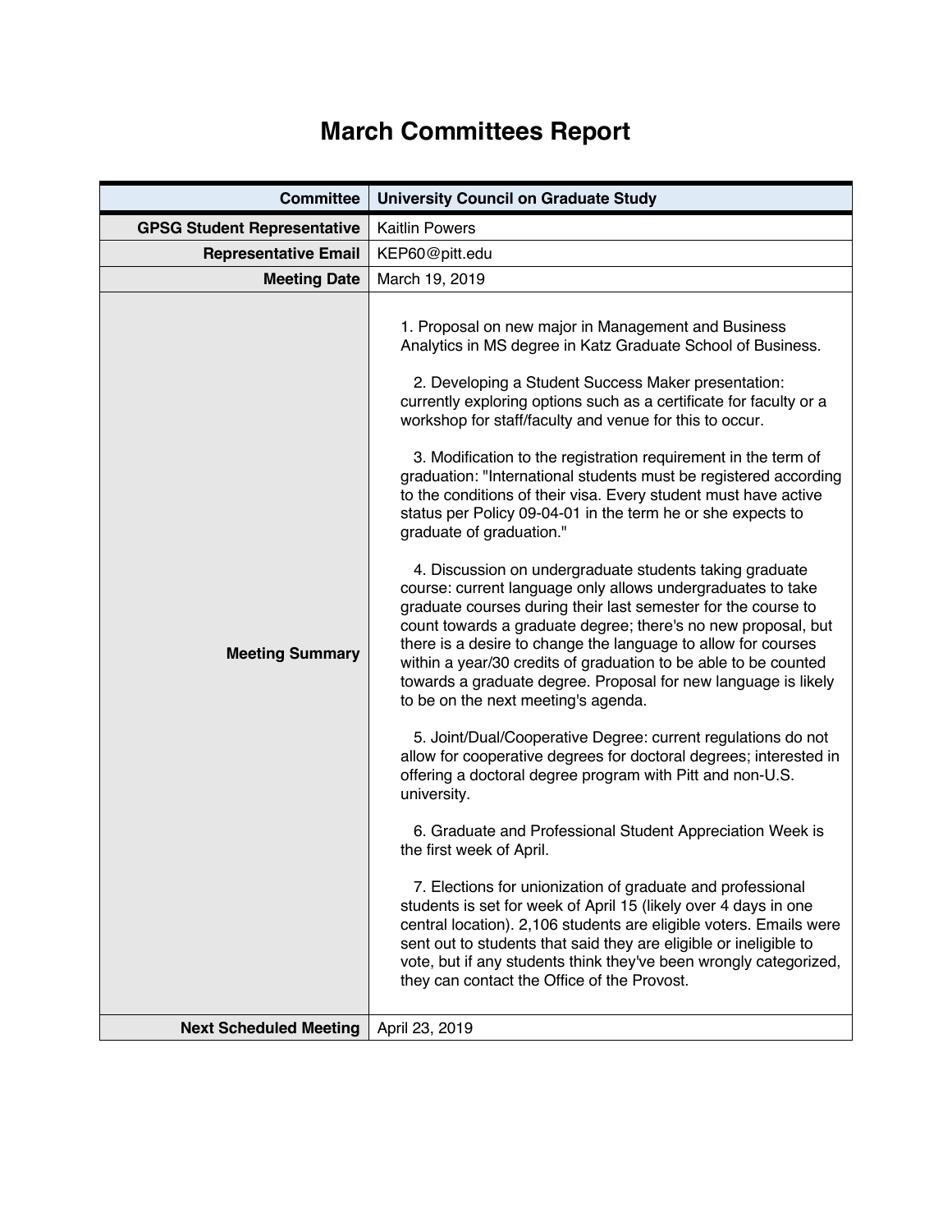# March Committees Report

| Committee | University Council on Graduate Study |
|---|---|
| GPSG Student Representative | Kaitlin Powers |
| Representative Email | KEP60@pitt.edu |
| Meeting Date | March 19, 2019 |
| Meeting Summary | 1. Proposal on new major in Management and Business Analytics in MS degree in Katz Graduate School of Business.<br><br>2. Developing a Student Success Maker presentation: currently exploring options such as a certificate for faculty or a workshop for staff/faculty and venue for this to occur.<br><br>3. Modification to the registration requirement in the term of graduation: "International students must be registered according to the conditions of their visa. Every student must have active status per Policy 09-04-01 in the term he or she expects to graduate of graduation."<br><br>4. Discussion on undergraduate students taking graduate course: current language only allows undergraduates to take graduate courses during their last semester for the course to count towards a graduate degree; there's no new proposal, but there is a desire to change the language to allow for courses within a year/30 credits of graduation to be able to be counted towards a graduate degree. Proposal for new language is likely to be on the next meeting's agenda.<br><br>5. Joint/Dual/Cooperative Degree: current regulations do not allow for cooperative degrees for doctoral degrees; interested in offering a doctoral degree program with Pitt and non-U.S. university.<br><br>6. Graduate and Professional Student Appreciation Week is the first week of April.<br><br>7. Elections for unionization of graduate and professional students is set for week of April 15 (likely over 4 days in one central location). 2,106 students are eligible voters. Emails were sent out to students that said they are eligible or ineligible to vote, but if any students think they've been wrongly categorized, they can contact the Office of the Provost. |
| Next Scheduled Meeting | April 23, 2019 |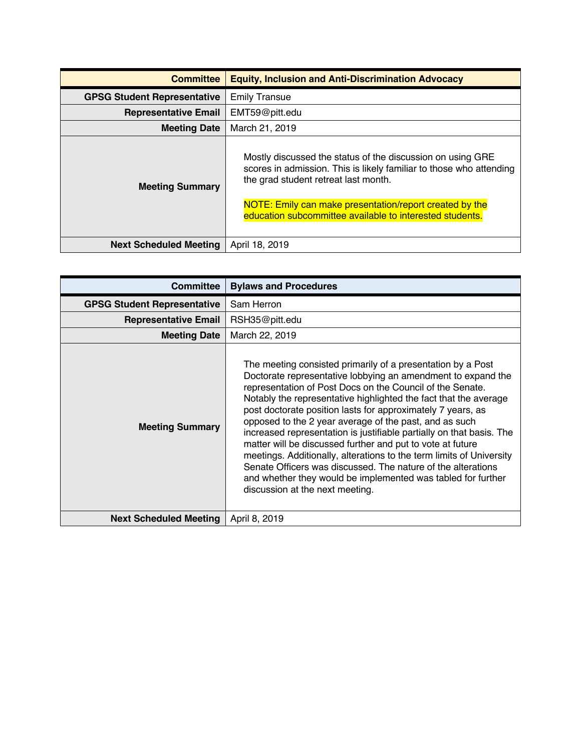| Committee | Equity, Inclusion and Anti-Discrimination Advocacy |
| --- | --- |
| GPSG Student Representative | Emily Transue |
| Representative Email | EMT59@pitt.edu |
| Meeting Date | March 21, 2019 |
| Meeting Summary | Mostly discussed the status of the discussion on using GRE scores in admission. This is likely familiar to those who attending the grad student retreat last month.<br><br>NOTE: Emily can make presentation/report created by the education subcommittee available to interested students. |
| Next Scheduled Meeting | April 18, 2019 |

| Committee | Bylaws and Procedures |
| --- | --- |
| GPSG Student Representative | Sam Herron |
| Representative Email | RSH35@pitt.edu |
| Meeting Date | March 22, 2019 |
| Meeting Summary | The meeting consisted primarily of a presentation by a Post Doctorate representative lobbying an amendment to expand the representation of Post Docs on the Council of the Senate. Notably the representative highlighted the fact that the average post doctorate position lasts for approximately 7 years, as opposed to the 2 year average of the past, and as such increased representation is justifiable partially on that basis. The matter will be discussed further and put to vote at future meetings. Additionally, alterations to the term limits of University Senate Officers was discussed. The nature of the alterations and whether they would be implemented was tabled for further discussion at the next meeting. |
| Next Scheduled Meeting | April 8, 2019 |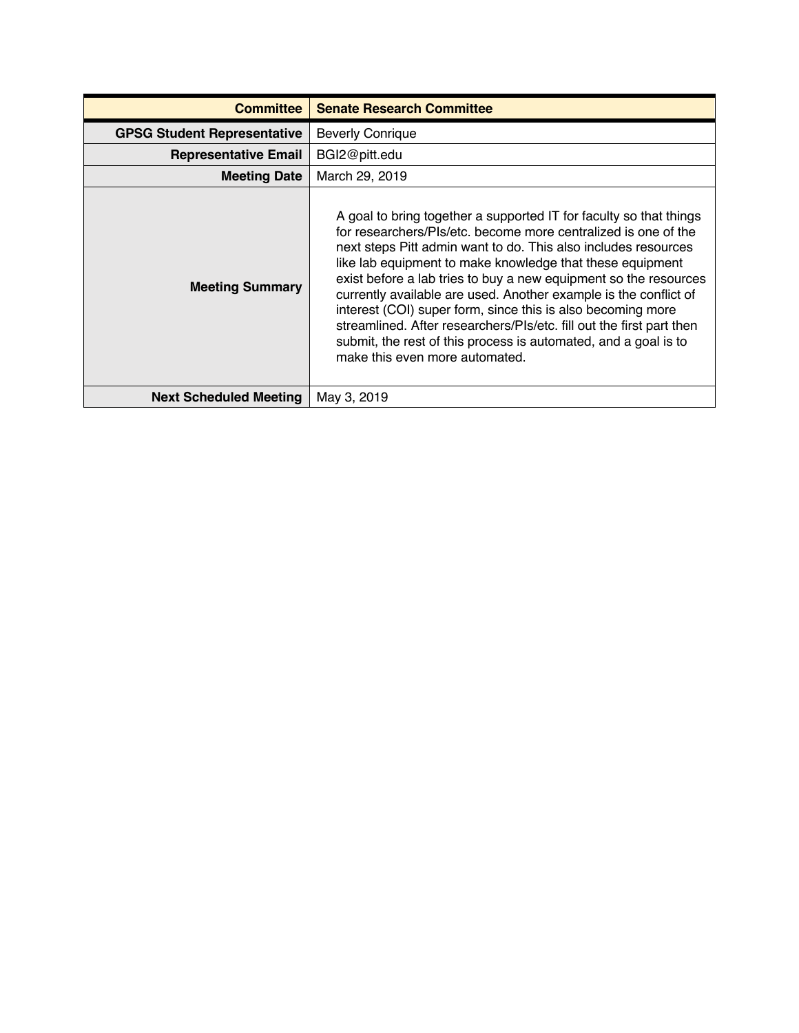| Committee | Senate Research Committee |
|---|---|
| GPSG Student Representative | Beverly Conrique |
| Representative Email | BGI2@pitt.edu |
| Meeting Date | March 29, 2019 |
| Meeting Summary | A goal to bring together a supported IT for faculty so that things for researchers/PIs/etc. become more centralized is one of the next steps Pitt admin want to do. This also includes resources like lab equipment to make knowledge that these equipment exist before a lab tries to buy a new equipment so the resources currently available are used. Another example is the conflict of interest (COI) super form, since this is also becoming more streamlined. After researchers/PIs/etc. fill out the first part then submit, the rest of this process is automated, and a goal is to make this even more automated. |
| Next Scheduled Meeting | May 3, 2019 |